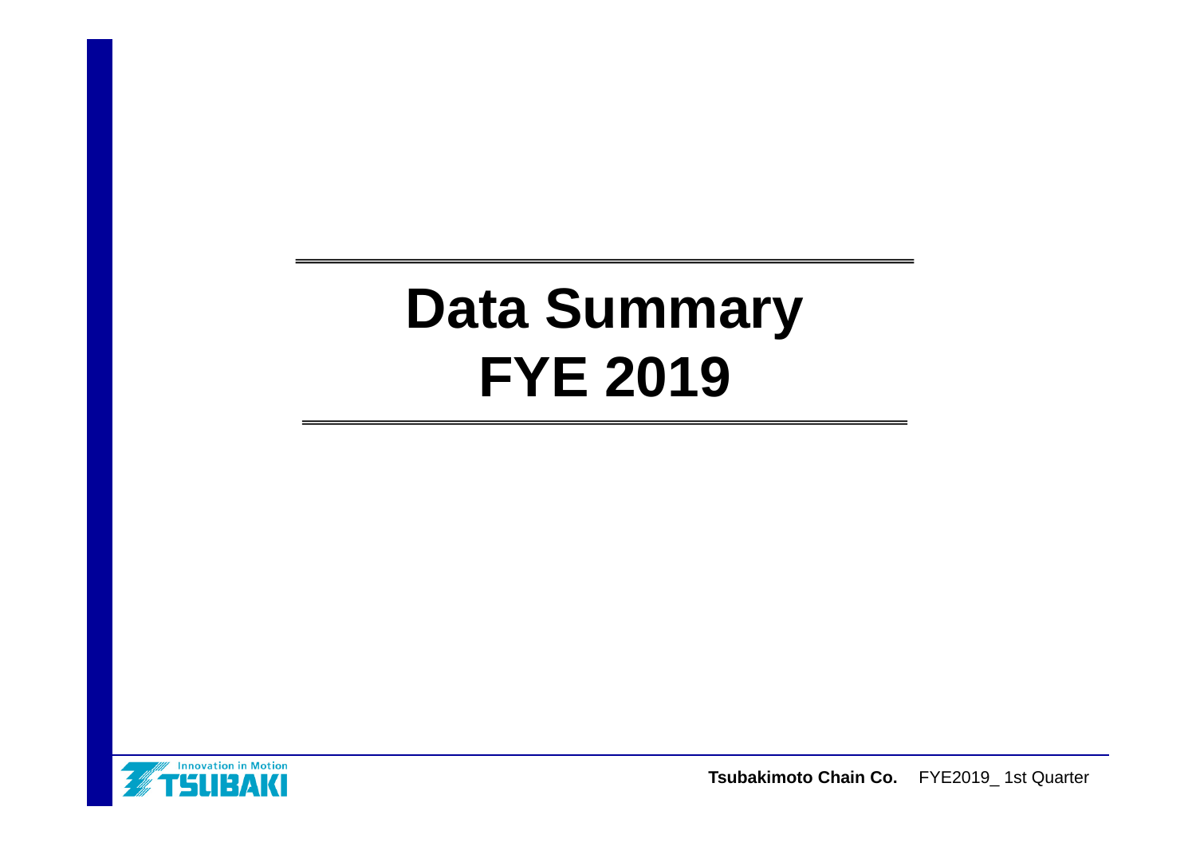# Data Summary
# FYE 2019

Tsubakimoto Chain Co. FYE2019_ 1st Quarter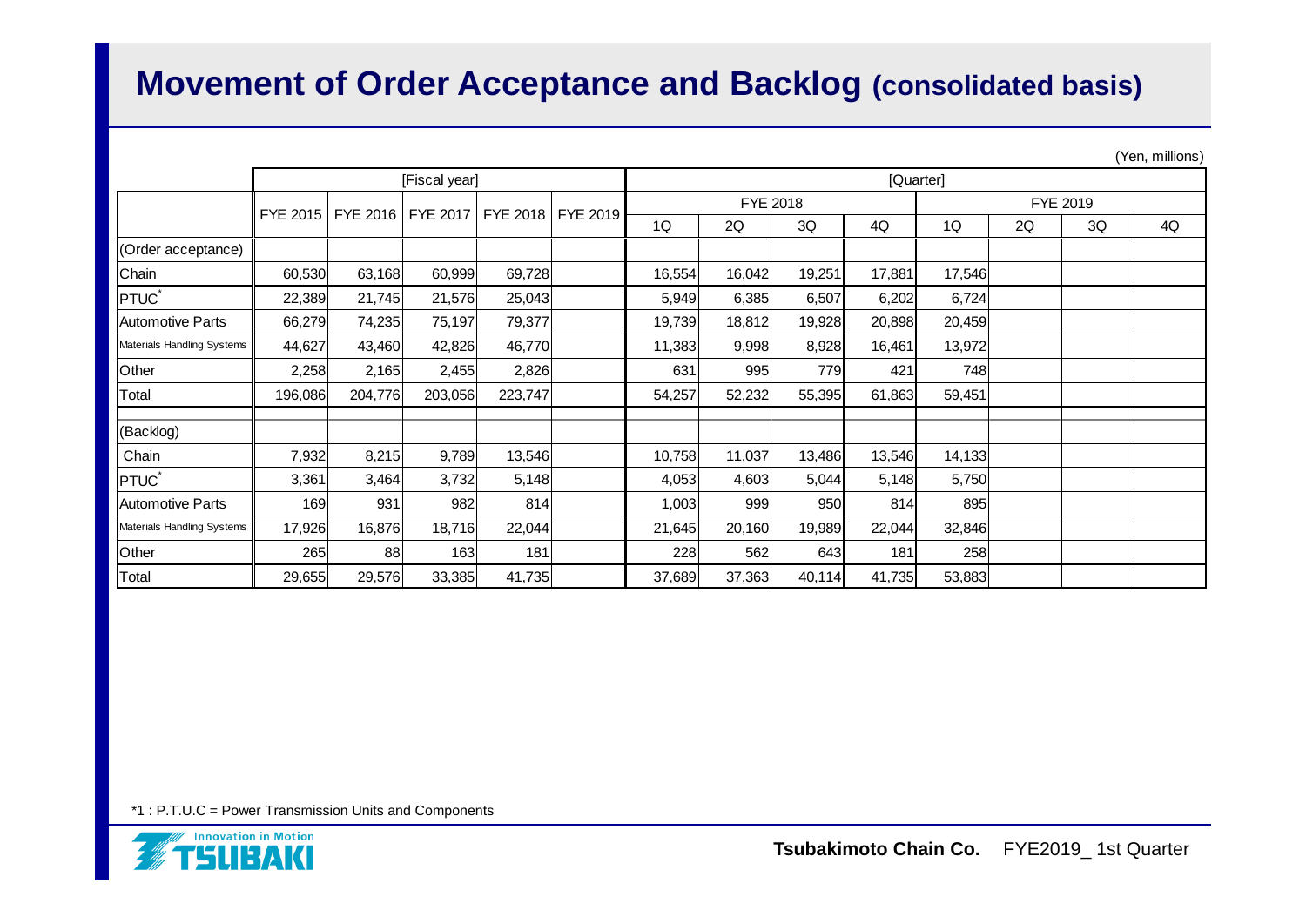# Movement of Order Acceptance and Backlog (consolidated basis)

(Yen, millions)

| | [Fiscal year] | | | | | [Quarter] | | | | | | | |
|---|---|---|---|---|---|---|---|---|---|---|---|---|---|
| | | | | | | FYE 2018 | | | | FYE 2019 | | | |
| | FYE 2015 | FYE 2016 | FYE 2017 | FYE 2018 | FYE 2019 | 1Q | 2Q | 3Q | 4Q | 1Q | 2Q | 3Q | 4Q |
| (Order acceptance) | | | | | | | | | | | | | |
| Chain | 60,530 | 63,168 | 60,999 | 69,728 | | 16,554 | 16,042 | 19,251 | 17,881 | 17,546 | | | |
| PTUC* | 22,389 | 21,745 | 21,576 | 25,043 | | 5,949 | 6,385 | 6,507 | 6,202 | 6,724 | | | |
| Automotive Parts | 66,279 | 74,235 | 75,197 | 79,377 | | 19,739 | 18,812 | 19,928 | 20,898 | 20,459 | | | |
| Materials Handling Systems | 44,627 | 43,460 | 42,826 | 46,770 | | 11,383 | 9,998 | 8,928 | 16,461 | 13,972 | | | |
| Other | 2,258 | 2,165 | 2,455 | 2,826 | | 631 | 995 | 779 | 421 | 748 | | | |
| Total | 196,086 | 204,776 | 203,056 | 223,747 | | 54,257 | 52,232 | 55,395 | 61,863 | 59,451 | | | |
| (Backlog) | | | | | | | | | | | | | |
| Chain | 7,932 | 8,215 | 9,789 | 13,546 | | 10,758 | 11,037 | 13,486 | 13,546 | 14,133 | | | |
| PTUC* | 3,361 | 3,464 | 3,732 | 5,148 | | 4,053 | 4,603 | 5,044 | 5,148 | 5,750 | | | |
| Automotive Parts | 169 | 931 | 982 | 814 | | 1,003 | 999 | 950 | 814 | 895 | | | |
| Materials Handling Systems | 17,926 | 16,876 | 18,716 | 22,044 | | 21,645 | 20,160 | 19,989 | 22,044 | 32,846 | | | |
| Other | 265 | 88 | 163 | 181 | | 228 | 562 | 643 | 181 | 258 | | | |
| Total | 29,655 | 29,576 | 33,385 | 41,735 | | 37,689 | 37,363 | 40,114 | 41,735 | 53,883 | | | |

*1 : P.T.U.C = Power Transmission Units and Components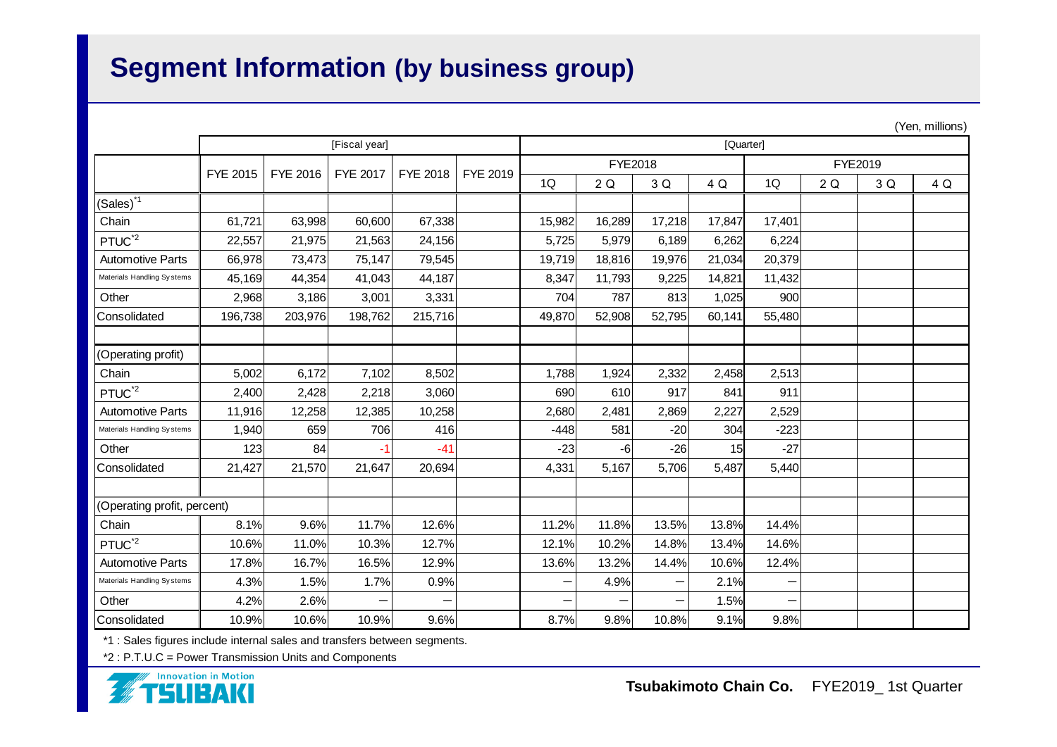# Segment Information (by business group)

(Yen, millions)

| | [Fiscal year] | | | | | [Quarter] | | | | | | | |
|---|---|---|---|---|---|---|---|---|---|---|---|---|---|
| | FYE 2015 | FYE 2016 | FYE 2017 | FYE 2018 | FYE 2019 | FYE2018 | | | | FYE2019 | | | |
| | | | | | | 1Q | 2 Q | 3 Q | 4 Q | 1Q | 2 Q | 3 Q | 4 Q |
| (Sales)[*1] | | | | | | | | | | | | | |
| Chain | 61,721 | 63,998 | 60,600 | 67,338 | | 15,982 | 16,289 | 17,218 | 17,847 | 17,401 | | | |
| PTUC[*2] | 22,557 | 21,975 | 21,563 | 24,156 | | 5,725 | 5,979 | 6,189 | 6,262 | 6,224 | | | |
| Automotive Parts | 66,978 | 73,473 | 75,147 | 79,545 | | 19,719 | 18,816 | 19,976 | 21,034 | 20,379 | | | |
| Materials Handling Systems | 45,169 | 44,354 | 41,043 | 44,187 | | 8,347 | 11,793 | 9,225 | 14,821 | 11,432 | | | |
| Other | 2,968 | 3,186 | 3,001 | 3,331 | | 704 | 787 | 813 | 1,025 | 900 | | | |
| Consolidated | 196,738 | 203,976 | 198,762 | 215,716 | | 49,870 | 52,908 | 52,795 | 60,141 | 55,480 | | | |
| | | | | | | | | | | | | | |
| (Operating profit) | | | | | | | | | | | | | |
| Chain | 5,002 | 6,172 | 7,102 | 8,502 | | 1,788 | 1,924 | 2,332 | 2,458 | 2,513 | | | |
| PTUC[*2] | 2,400 | 2,428 | 2,218 | 3,060 | | 690 | 610 | 917 | 841 | 911 | | | |
| Automotive Parts | 11,916 | 12,258 | 12,385 | 10,258 | | 2,680 | 2,481 | 2,869 | 2,227 | 2,529 | | | |
| Materials Handling Systems | 1,940 | 659 | 706 | 416 | | -448 | 581 | -20 | 304 | -223 | | | |
| Other | 123 | 84 | -1 | -41 | | -23 | -6 | -26 | 15 | -27 | | | |
| Consolidated | 21,427 | 21,570 | 21,647 | 20,694 | | 4,331 | 5,167 | 5,706 | 5,487 | 5,440 | | | |
| | | | | | | | | | | | | | |
| (Operating profit, percent) | | | | | | | | | | | | | |
| Chain | 8.1% | 9.6% | 11.7% | 12.6% | | 11.2% | 11.8% | 13.5% | 13.8% | 14.4% | | | |
| PTUC[*2] | 10.6% | 11.0% | 10.3% | 12.7% | | 12.1% | 10.2% | 14.8% | 13.4% | 14.6% | | | |
| Automotive Parts | 17.8% | 16.7% | 16.5% | 12.9% | | 13.6% | 13.2% | 14.4% | 10.6% | 12.4% | | | |
| Materials Handling Systems | 4.3% | 1.5% | 1.7% | 0.9% | | — | 4.9% | — | 2.1% | — | | | |
| Other | 4.2% | 2.6% | — | — | | — | — | — | 1.5% | — | | | |
| Consolidated | 10.9% | 10.6% | 10.9% | 9.6% | | 8.7% | 9.8% | 10.8% | 9.1% | 9.8% | | | |

*1 : Sales figures include internal sales and transfers between segments.

*2 : P.T.U.C = Power Transmission Units and Components

Tsubakimoto Chain Co. FYE2019_ 1st Quarter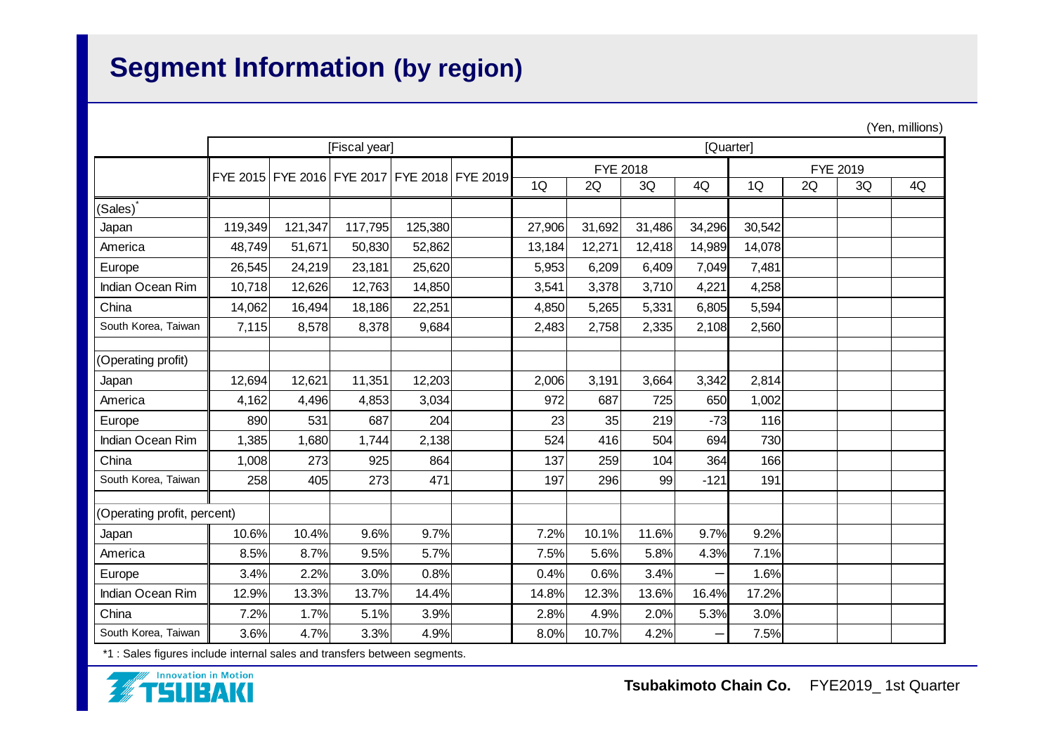# Segment Information (by region)

(Yen, millions)

| | [Fiscal year] | | | | | [Quarter] | | | | | | | |
|---|---|---|---|---|---|---|---|---|---|---|---|---|---|
| | | | | | | FYE 2018 | | | | FYE 2019 | | | |
| | FYE 2015 | FYE 2016 | FYE 2017 | FYE 2018 | FYE 2019 | 1Q | 2Q | 3Q | 4Q | 1Q | 2Q | 3Q | 4Q |
| (Sales)* | | | | | | | | | | | | | |
| Japan | 119,349 | 121,347 | 117,795 | 125,380 | | 27,906 | 31,692 | 31,486 | 34,296 | 30,542 | | | |
| America | 48,749 | 51,671 | 50,830 | 52,862 | | 13,184 | 12,271 | 12,418 | 14,989 | 14,078 | | | |
| Europe | 26,545 | 24,219 | 23,181 | 25,620 | | 5,953 | 6,209 | 6,409 | 7,049 | 7,481 | | | |
| Indian Ocean Rim | 10,718 | 12,626 | 12,763 | 14,850 | | 3,541 | 3,378 | 3,710 | 4,221 | 4,258 | | | |
| China | 14,062 | 16,494 | 18,186 | 22,251 | | 4,850 | 5,265 | 5,331 | 6,805 | 5,594 | | | |
| South Korea, Taiwan | 7,115 | 8,578 | 8,378 | 9,684 | | 2,483 | 2,758 | 2,335 | 2,108 | 2,560 | | | |
| | | | | | | | | | | | | | |
| (Operating profit) | | | | | | | | | | | | | |
| Japan | 12,694 | 12,621 | 11,351 | 12,203 | | 2,006 | 3,191 | 3,664 | 3,342 | 2,814 | | | |
| America | 4,162 | 4,496 | 4,853 | 3,034 | | 972 | 687 | 725 | 650 | 1,002 | | | |
| Europe | 890 | 531 | 687 | 204 | | 23 | 35 | 219 | -73 | 116 | | | |
| Indian Ocean Rim | 1,385 | 1,680 | 1,744 | 2,138 | | 524 | 416 | 504 | 694 | 730 | | | |
| China | 1,008 | 273 | 925 | 864 | | 137 | 259 | 104 | 364 | 166 | | | |
| South Korea, Taiwan | 258 | 405 | 273 | 471 | | 197 | 296 | 99 | -121 | 191 | | | |
| | | | | | | | | | | | | | |
| (Operating profit, percent) | | | | | | | | | | | | | |
| Japan | 10.6% | 10.4% | 9.6% | 9.7% | | 7.2% | 10.1% | 11.6% | 9.7% | 9.2% | | | |
| America | 8.5% | 8.7% | 9.5% | 5.7% | | 7.5% | 5.6% | 5.8% | 4.3% | 7.1% | | | |
| Europe | 3.4% | 2.2% | 3.0% | 0.8% | | 0.4% | 0.6% | 3.4% | – | 1.6% | | | |
| Indian Ocean Rim | 12.9% | 13.3% | 13.7% | 14.4% | | 14.8% | 12.3% | 13.6% | 16.4% | 17.2% | | | |
| China | 7.2% | 1.7% | 5.1% | 3.9% | | 2.8% | 4.9% | 2.0% | 5.3% | 3.0% | | | |
| South Korea, Taiwan | 3.6% | 4.7% | 3.3% | 4.9% | | 8.0% | 10.7% | 4.2% | – | 7.5% | | | |

*1 : Sales figures include internal sales and transfers between segments.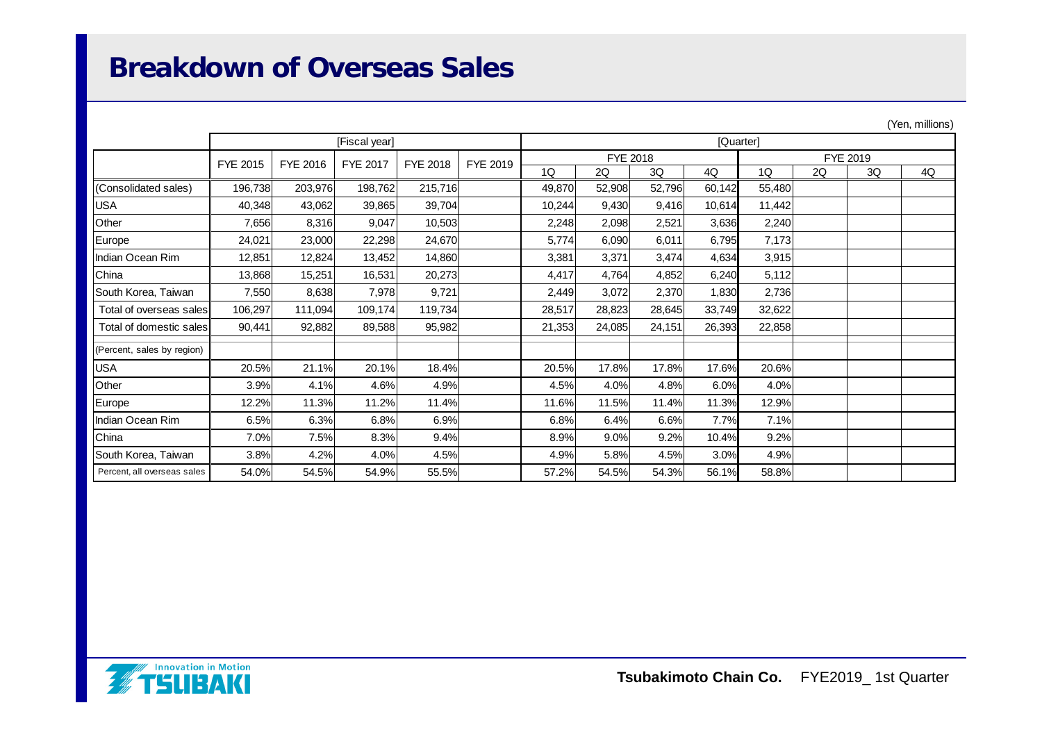# Breakdown of Overseas Sales

(Yen, millions)

| | [Fiscal year] | | | | | [Quarter] | | | | | | | |
|---|---|---|---|---|---|---|---|---|---|---|---|---|---|
| | | | | | | FYE 2018 | | | | FYE 2019 | | | |
| | FYE 2015 | FYE 2016 | FYE 2017 | FYE 2018 | FYE 2019 | 1Q | 2Q | 3Q | 4Q | 1Q | 2Q | 3Q | 4Q |
| (Consolidated sales) | 196,738 | 203,976 | 198,762 | 215,716 | | 49,870 | 52,908 | 52,796 | 60,142 | 55,480 | | | |
| USA | 40,348 | 43,062 | 39,865 | 39,704 | | 10,244 | 9,430 | 9,416 | 10,614 | 11,442 | | | |
| Other | 7,656 | 8,316 | 9,047 | 10,503 | | 2,248 | 2,098 | 2,521 | 3,636 | 2,240 | | | |
| Europe | 24,021 | 23,000 | 22,298 | 24,670 | | 5,774 | 6,090 | 6,011 | 6,795 | 7,173 | | | |
| Indian Ocean Rim | 12,851 | 12,824 | 13,452 | 14,860 | | 3,381 | 3,371 | 3,474 | 4,634 | 3,915 | | | |
| China | 13,868 | 15,251 | 16,531 | 20,273 | | 4,417 | 4,764 | 4,852 | 6,240 | 5,112 | | | |
| South Korea, Taiwan | 7,550 | 8,638 | 7,978 | 9,721 | | 2,449 | 3,072 | 2,370 | 1,830 | 2,736 | | | |
| Total of overseas sales | 106,297 | 111,094 | 109,174 | 119,734 | | 28,517 | 28,823 | 28,645 | 33,749 | 32,622 | | | |
| Total of domestic sales | 90,441 | 92,882 | 89,588 | 95,982 | | 21,353 | 24,085 | 24,151 | 26,393 | 22,858 | | | |
| (Percent, sales by region) | | | | | | | | | | | | | |
| USA | 20.5% | 21.1% | 20.1% | 18.4% | | 20.5% | 17.8% | 17.8% | 17.6% | 20.6% | | | |
| Other | 3.9% | 4.1% | 4.6% | 4.9% | | 4.5% | 4.0% | 4.8% | 6.0% | 4.0% | | | |
| Europe | 12.2% | 11.3% | 11.2% | 11.4% | | 11.6% | 11.5% | 11.4% | 11.3% | 12.9% | | | |
| Indian Ocean Rim | 6.5% | 6.3% | 6.8% | 6.9% | | 6.8% | 6.4% | 6.6% | 7.7% | 7.1% | | | |
| China | 7.0% | 7.5% | 8.3% | 9.4% | | 8.9% | 9.0% | 9.2% | 10.4% | 9.2% | | | |
| South Korea, Taiwan | 3.8% | 4.2% | 4.0% | 4.5% | | 4.9% | 5.8% | 4.5% | 3.0% | 4.9% | | | |
| Percent, all overseas sales | 54.0% | 54.5% | 54.9% | 55.5% | | 57.2% | 54.5% | 54.3% | 56.1% | 58.8% | | | |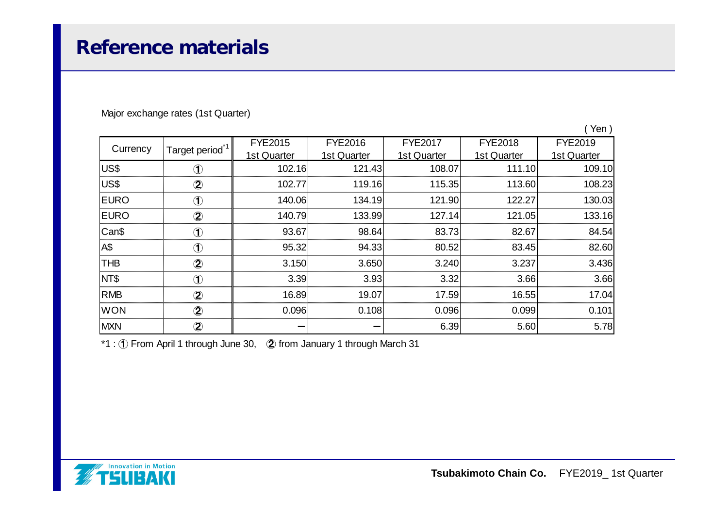# Reference materials

Major exchange rates (1st Quarter)

( Yen )

| Currency | Target period*1 | FYE2015 1st Quarter | FYE2016 1st Quarter | FYE2017 1st Quarter | FYE2018 1st Quarter | FYE2019 1st Quarter |
|---|---|---|---|---|---|---|
| US$ | ① | 102.16 | 121.43 | 108.07 | 111.10 | 109.10 |
| US$ | ② | 102.77 | 119.16 | 115.35 | 113.60 | 108.23 |
| EURO | ① | 140.06 | 134.19 | 121.90 | 122.27 | 130.03 |
| EURO | ② | 140.79 | 133.99 | 127.14 | 121.05 | 133.16 |
| Can$ | ① | 93.67 | 98.64 | 83.73 | 82.67 | 84.54 |
| A$ | ① | 95.32 | 94.33 | 80.52 | 83.45 | 82.60 |
| THB | ② | 3.150 | 3.650 | 3.240 | 3.237 | 3.436 |
| NT$ | ① | 3.39 | 3.93 | 3.32 | 3.66 | 3.66 |
| RMB | ② | 16.89 | 19.07 | 17.59 | 16.55 | 17.04 |
| WON | ② | 0.096 | 0.108 | 0.096 | 0.099 | 0.101 |
| MXN | ② | − | − | 6.39 | 5.60 | 5.78 |

*1 : ① From April 1 through June 30, ② from January 1 through March 31